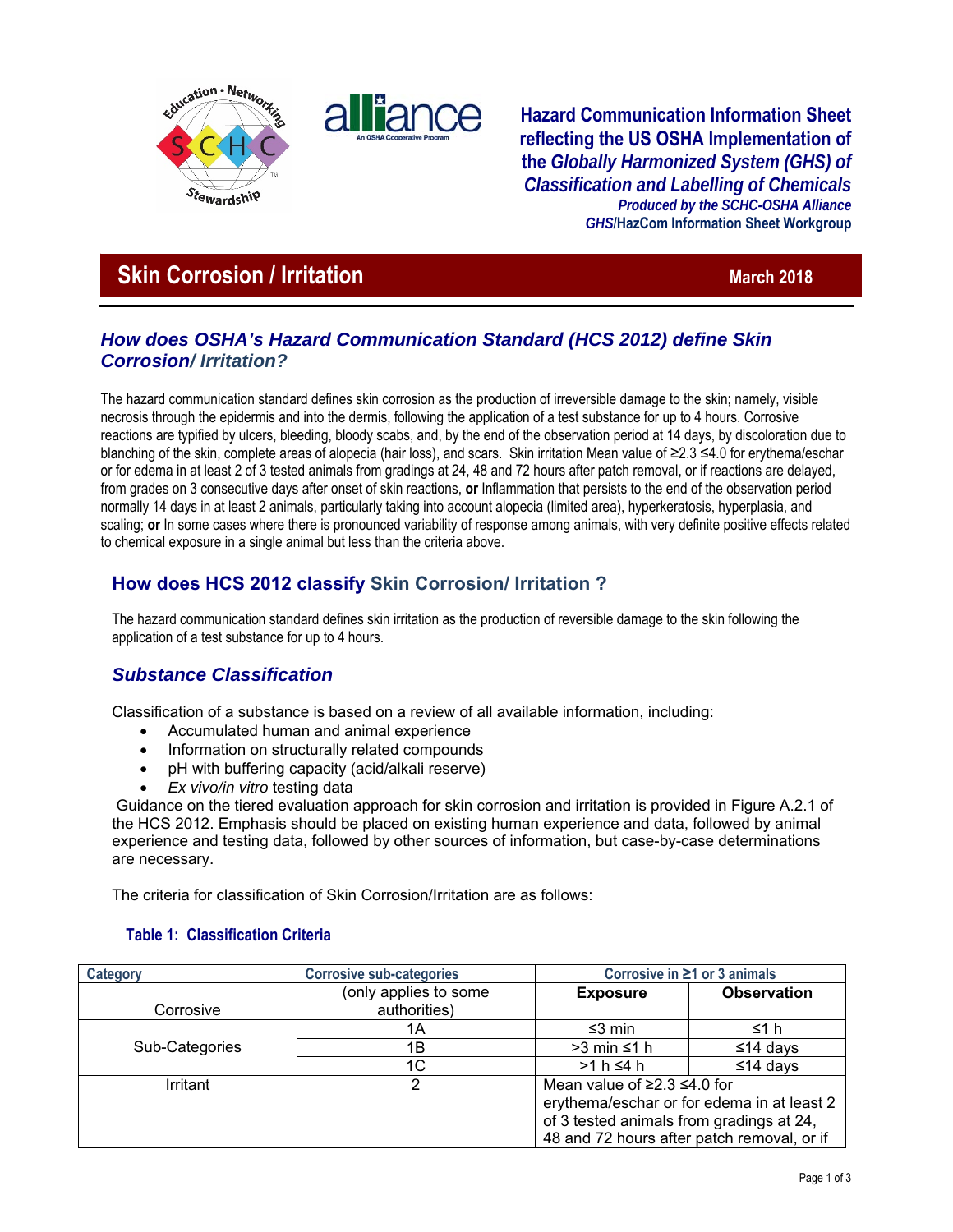Hazard Communication Information Sheet reflecting the US OSHA Implementation of the *Globally Harmonized System (GHS) of Classification and Labelling of Chemicals*

*Produced by the SCHC-OSHA Alliance*
*GHS*/HazCom Information Sheet Workgroup

# Skin Corrosion / Irritation

**March 2018**

## *How does OSHA's Hazard Communication Standard (HCS 2012) define Skin Corrosion/ Irritation?*

The hazard communication standard defines skin corrosion as the production of irreversible damage to the skin; namely, visible necrosis through the epidermis and into the dermis, following the application of a test substance for up to 4 hours. Corrosive reactions are typified by ulcers, bleeding, bloody scabs, and, by the end of the observation period at 14 days, by discoloration due to blanching of the skin, complete areas of alopecia (hair loss), and scars. Skin irritation Mean value of ≥2.3 ≤4.0 for erythema/eschar or for edema in at least 2 of 3 tested animals from gradings at 24, 48 and 72 hours after patch removal, or if reactions are delayed, from grades on 3 consecutive days after onset of skin reactions, **or** Inflammation that persists to the end of the observation period normally 14 days in at least 2 animals, particularly taking into account alopecia (limited area), hyperkeratosis, hyperplasia, and scaling; **or** In some cases where there is pronounced variability of response among animals, with very definite positive effects related to chemical exposure in a single animal but less than the criteria above.

## How does HCS 2012 classify Skin Corrosion/ Irritation ?

The hazard communication standard defines skin irritation as the production of reversible damage to the skin following the application of a test substance for up to 4 hours.

## *Substance Classification*

Classification of a substance is based on a review of all available information, including:

- Accumulated human and animal experience
- Information on structurally related compounds
- pH with buffering capacity (acid/alkali reserve)
- *Ex vivo/in vitro* testing data

Guidance on the tiered evaluation approach for skin corrosion and irritation is provided in Figure A.2.1 of the HCS 2012. Emphasis should be placed on existing human experience and data, followed by animal experience and testing data, followed by other sources of information, but case-by-case determinations are necessary.

The criteria for classification of Skin Corrosion/Irritation are as follows:

### Table 1: Classification Criteria

| Category | Corrosive sub-categories | Corrosive in ≥1 or 3 animals | |
|---|---|---|---|
| Corrosive | (only applies to some authorities) | **Exposure** | **Observation** |
| Sub-Categories | 1A | ≤3 min | ≤1 h |
| | 1B | >3 min ≤1 h | ≤14 days |
| | 1C | >1 h ≤4 h | ≤14 days |
| Irritant | 2 | Mean value of ≥2.3 ≤4.0 for erythema/eschar or for edema in at least 2 of 3 tested animals from gradings at 24, 48 and 72 hours after patch removal, or if | |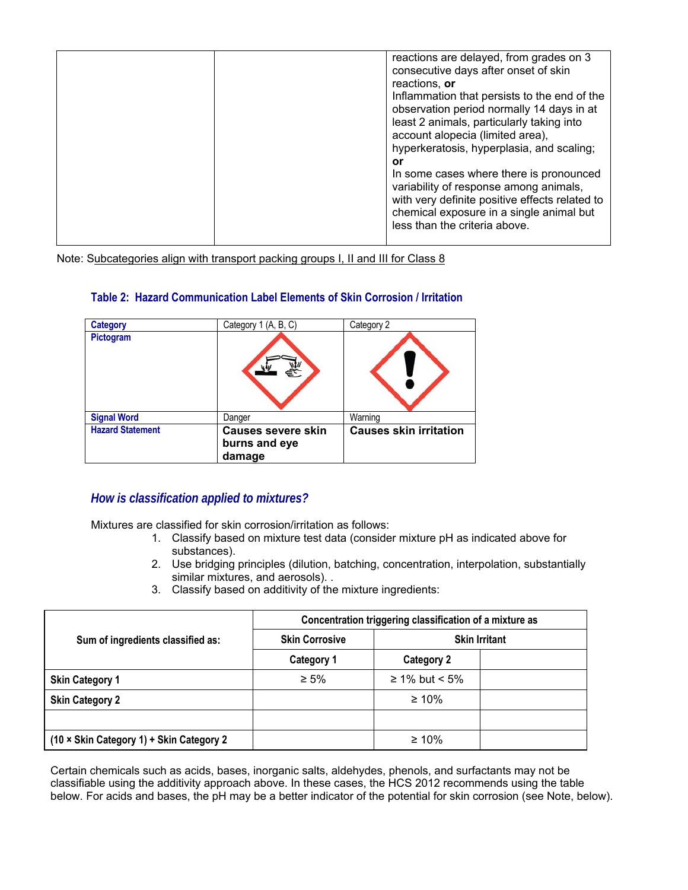| | | reactions are delayed, from grades on 3 consecutive days after onset of skin reactions, **or**<br>Inflammation that persists to the end of the observation period normally 14 days in at least 2 animals, particularly taking into account alopecia (limited area), hyperkeratosis, hyperplasia, and scaling; **or**<br>In some cases where there is pronounced variability of response among animals, with very definite positive effects related to chemical exposure in a single animal but less than the criteria above. |
|---|---|---|

Note: Subcategories align with transport packing groups I, II and III for Class 8

### Table 2: Hazard Communication Label Elements of Skin Corrosion / Irritation

| Category | Category 1 (A, B, C) | Category 2 |
|---|---|---|
| Pictogram | | |
| Signal Word | Danger | Warning |
| Hazard Statement | **Causes severe skin burns and eye damage** | **Causes skin irritation** |

### *How is classification applied to mixtures?*

Mixtures are classified for skin corrosion/irritation as follows:

1. Classify based on mixture test data (consider mixture pH as indicated above for substances).
2. Use bridging principles (dilution, batching, concentration, interpolation, substantially similar mixtures, and aerosols). .
3. Classify based on additivity of the mixture ingredients:

| Sum of ingredients classified as: | Concentration triggering classification of a mixture as | | |
|---|---|---|---|
| | Skin Corrosive | Skin Irritant | |
| | Category 1 | Category 2 | |
| Skin Category 1 | ≥ 5% | ≥ 1% but < 5% | |
| Skin Category 2 | | ≥ 10% | |
| | | | |
| (10 × Skin Category 1) + Skin Category 2 | | ≥ 10% | |

Certain chemicals such as acids, bases, inorganic salts, aldehydes, phenols, and surfactants may not be classifiable using the additivity approach above. In these cases, the HCS 2012 recommends using the table below. For acids and bases, the pH may be a better indicator of the potential for skin corrosion (see Note, below).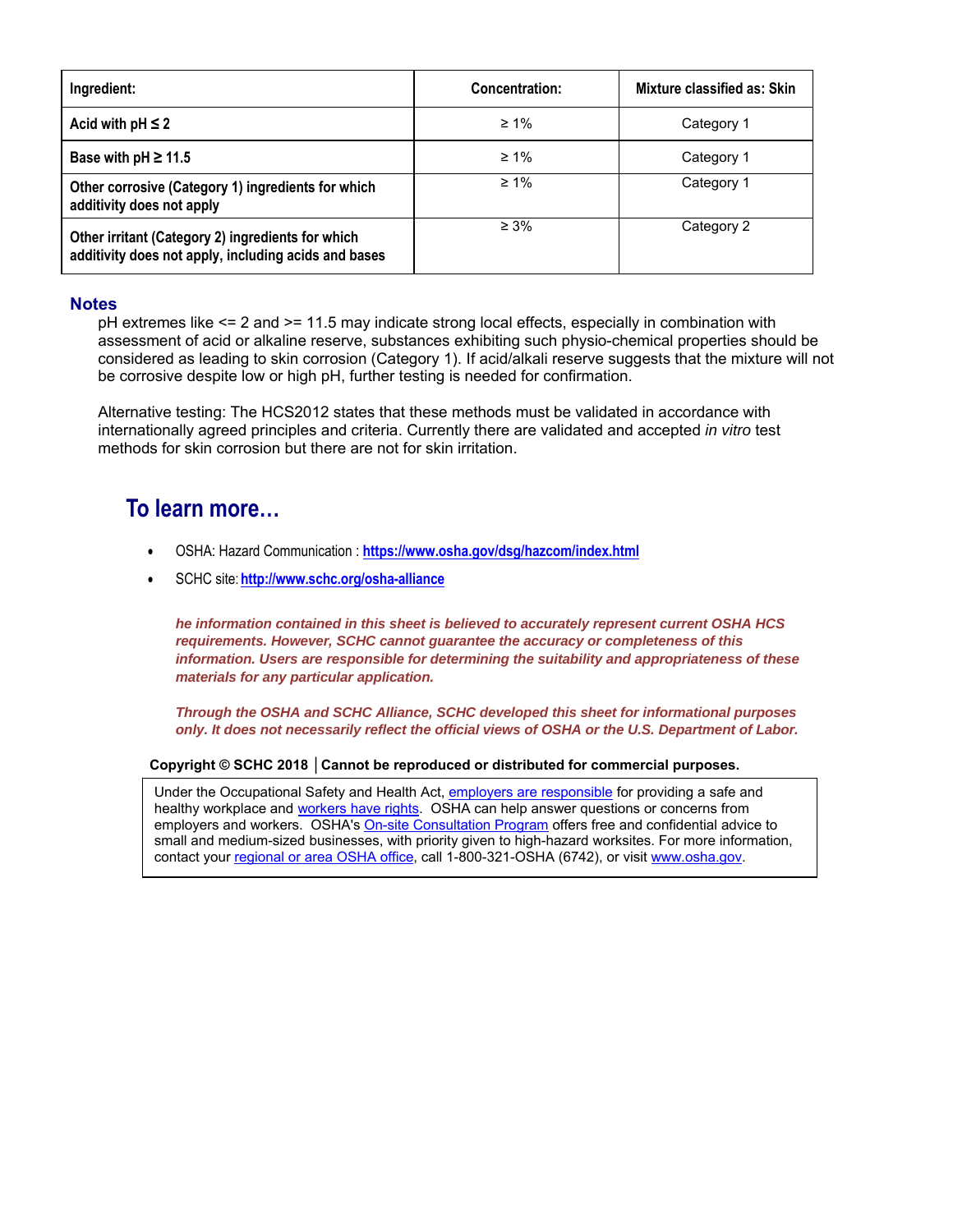| Ingredient: | Concentration: | Mixture classified as: Skin |
|---|---|---|
| Acid with pH ≤ 2 | ≥ 1% | Category 1 |
| Base with pH ≥ 11.5 | ≥ 1% | Category 1 |
| Other corrosive (Category 1) ingredients for which additivity does not apply | ≥ 1% | Category 1 |
| Other irritant (Category 2) ingredients for which additivity does not apply, including acids and bases | ≥ 3% | Category 2 |

## Notes

pH extremes like <= 2 and >= 11.5 may indicate strong local effects, especially in combination with assessment of acid or alkaline reserve, substances exhibiting such physio-chemical properties should be considered as leading to skin corrosion (Category 1). If acid/alkali reserve suggests that the mixture will not be corrosive despite low or high pH, further testing is needed for confirmation.

Alternative testing: The HCS2012 states that these methods must be validated in accordance with internationally agreed principles and criteria. Currently there are validated and accepted *in vitro* test methods for skin corrosion but there are not for skin irritation.

## To learn more…

- OSHA: Hazard Communication : **https://www.osha.gov/dsg/hazcom/index.html**
- SCHC site: **http://www.schc.org/osha-alliance**

***he information contained in this sheet is believed to accurately represent current OSHA HCS requirements. However, SCHC cannot guarantee the accuracy or completeness of this information. Users are responsible for determining the suitability and appropriateness of these materials for any particular application.***

***Through the OSHA and SCHC Alliance, SCHC developed this sheet for informational purposes only. It does not necessarily reflect the official views of OSHA or the U.S. Department of Labor.***

**Copyright © SCHC 2018 │Cannot be reproduced or distributed for commercial purposes.**

Under the Occupational Safety and Health Act, employers are responsible for providing a safe and healthy workplace and workers have rights. OSHA can help answer questions or concerns from employers and workers. OSHA's On-site Consultation Program offers free and confidential advice to small and medium-sized businesses, with priority given to high-hazard worksites. For more information, contact your regional or area OSHA office, call 1-800-321-OSHA (6742), or visit www.osha.gov.